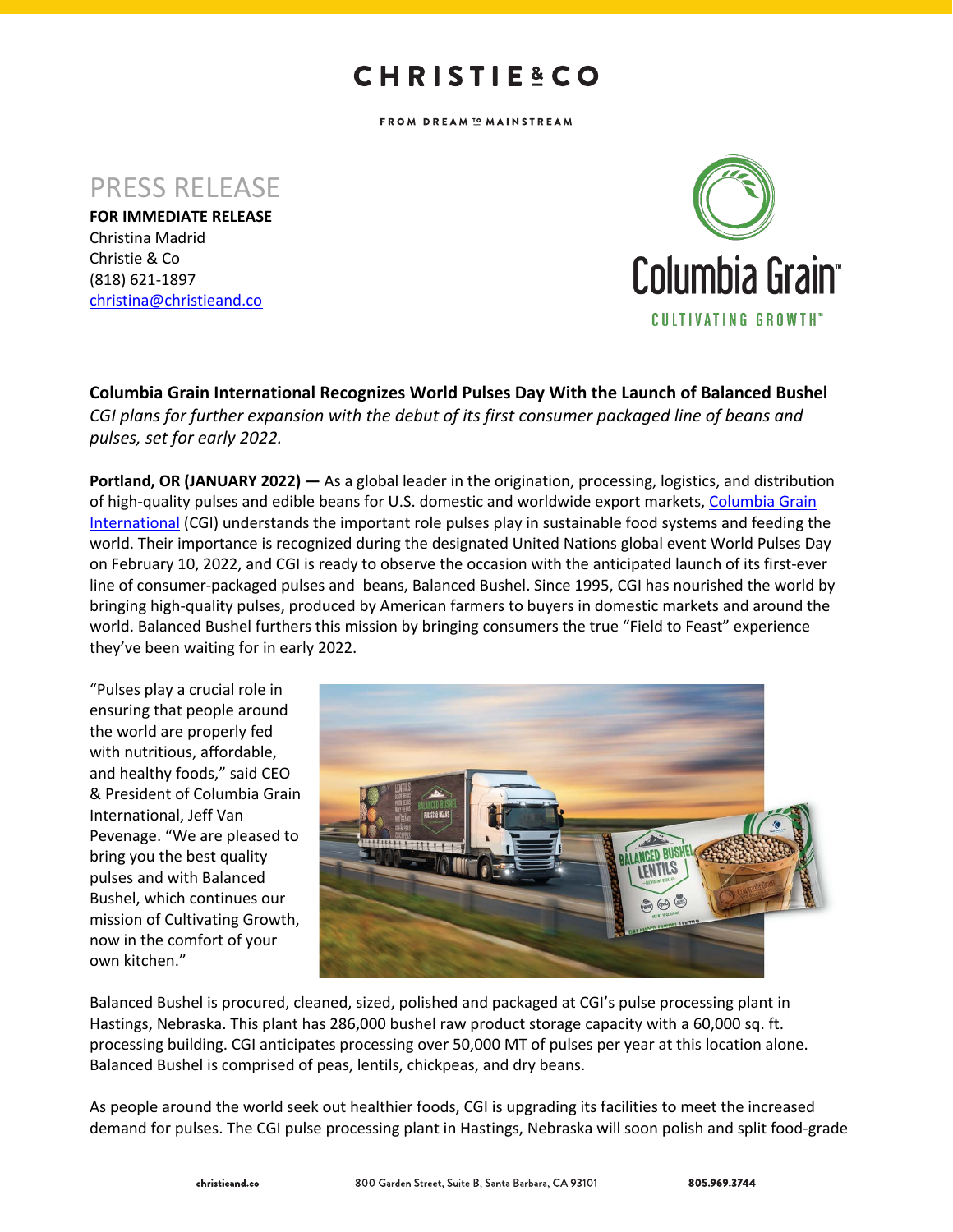CHRISTIE & CO

FROM DREAM TO MAINSTREAM

# PRESS RELEASE

**FOR IMMEDIATE RELEASE**
Christina Madrid
Christie & Co
(818) 621-1897
christina@christieand.co

Columbia Grain™
CULTIVATING GROWTH™

**Columbia Grain International Recognizes World Pulses Day With the Launch of Balanced Bushel**
*CGI plans for further expansion with the debut of its first consumer packaged line of beans and pulses, set for early 2022.*

**Portland, OR (JANUARY 2022) —** As a global leader in the origination, processing, logistics, and distribution of high-quality pulses and edible beans for U.S. domestic and worldwide export markets, Columbia Grain International (CGI) understands the important role pulses play in sustainable food systems and feeding the world. Their importance is recognized during the designated United Nations global event World Pulses Day on February 10, 2022, and CGI is ready to observe the occasion with the anticipated launch of its first-ever line of consumer-packaged pulses and beans, Balanced Bushel. Since 1995, CGI has nourished the world by bringing high-quality pulses, produced by American farmers to buyers in domestic markets and around the world. Balanced Bushel furthers this mission by bringing consumers the true "Field to Feast" experience they've been waiting for in early 2022.

"Pulses play a crucial role in ensuring that people around the world are properly fed with nutritious, affordable, and healthy foods," said CEO & President of Columbia Grain International, Jeff Van Pevenage. "We are pleased to bring you the best quality pulses and with Balanced Bushel, which continues our mission of Cultivating Growth, now in the comfort of your own kitchen."

Balanced Bushel is procured, cleaned, sized, polished and packaged at CGI's pulse processing plant in Hastings, Nebraska. This plant has 286,000 bushel raw product storage capacity with a 60,000 sq. ft. processing building. CGI anticipates processing over 50,000 MT of pulses per year at this location alone. Balanced Bushel is comprised of peas, lentils, chickpeas, and dry beans.

As people around the world seek out healthier foods, CGI is upgrading its facilities to meet the increased demand for pulses. The CGI pulse processing plant in Hastings, Nebraska will soon polish and split food-grade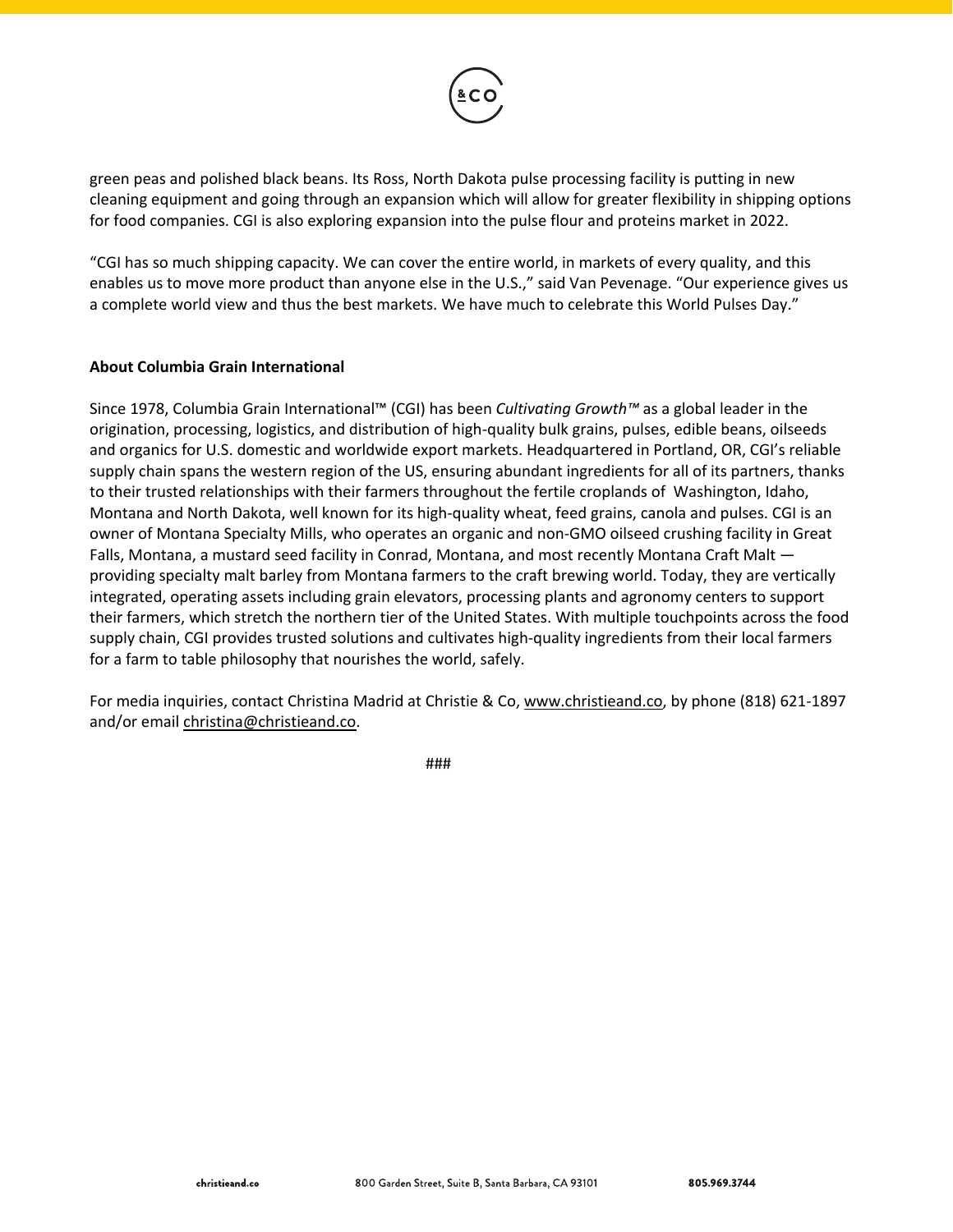green peas and polished black beans. Its Ross, North Dakota pulse processing facility is putting in new cleaning equipment and going through an expansion which will allow for greater flexibility in shipping options for food companies. CGI is also exploring expansion into the pulse flour and proteins market in 2022.

“CGI has so much shipping capacity. We can cover the entire world, in markets of every quality, and this enables us to move more product than anyone else in the U.S.,” said Van Pevenage. “Our experience gives us a complete world view and thus the best markets. We have much to celebrate this World Pulses Day.”

**About Columbia Grain International**

Since 1978, Columbia Grain International™ (CGI) has been *Cultivating Growth™* as a global leader in the origination, processing, logistics, and distribution of high-quality bulk grains, pulses, edible beans, oilseeds and organics for U.S. domestic and worldwide export markets. Headquartered in Portland, OR, CGI’s reliable supply chain spans the western region of the US, ensuring abundant ingredients for all of its partners, thanks to their trusted relationships with their farmers throughout the fertile croplands of Washington, Idaho, Montana and North Dakota, well known for its high-quality wheat, feed grains, canola and pulses. CGI is an owner of Montana Specialty Mills, who operates an organic and non-GMO oilseed crushing facility in Great Falls, Montana, a mustard seed facility in Conrad, Montana, and most recently Montana Craft Malt — providing specialty malt barley from Montana farmers to the craft brewing world. Today, they are vertically integrated, operating assets including grain elevators, processing plants and agronomy centers to support their farmers, which stretch the northern tier of the United States. With multiple touchpoints across the food supply chain, CGI provides trusted solutions and cultivates high-quality ingredients from their local farmers for a farm to table philosophy that nourishes the world, safely.

For media inquiries, contact Christina Madrid at Christie & Co, www.christieand.co, by phone (818) 621-1897 and/or email christina@christieand.co.

###